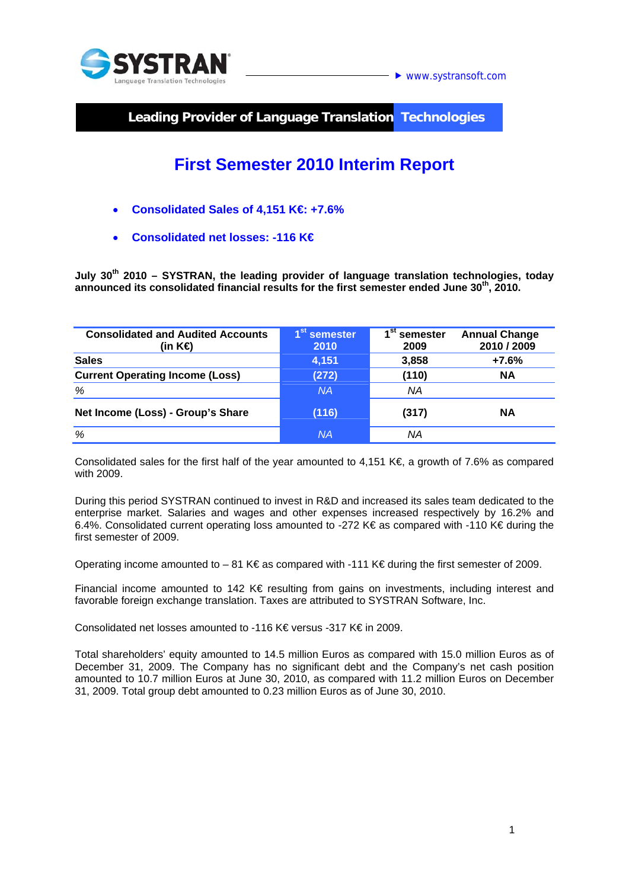SYSTRAN Language Translation Technologies — www.systransoft.com

**Leading Provider of Language Translation Technologies**

# First Semester 2010 Interim Report

- **Consolidated Sales of 4,151 K€: +7.6%**
- **Consolidated net losses: -116 K€**

**July 30th 2010 – SYSTRAN, the leading provider of language translation technologies, today announced its consolidated financial results for the first semester ended June 30th, 2010.**

| Consolidated and Audited Accounts (in K€) | 1st semester 2010 | 1st semester 2009 | Annual Change 2010 / 2009 |
|---|---|---|---|
| **Sales** | **4,151** | **3,858** | **+7.6%** |
| **Current Operating Income (Loss)** | **(272)** | **(110)** | **NA** |
| *%* | *NA* | *NA* | |
| **Net Income (Loss) - Group's Share** | **(116)** | **(317)** | **NA** |
| *%* | *NA* | *NA* | |

Consolidated sales for the first half of the year amounted to 4,151 K€, a growth of 7.6% as compared with 2009.

During this period SYSTRAN continued to invest in R&D and increased its sales team dedicated to the enterprise market. Salaries and wages and other expenses increased respectively by 16.2% and 6.4%. Consolidated current operating loss amounted to -272 K€ as compared with -110 K€ during the first semester of 2009.

Operating income amounted to – 81 K€ as compared with -111 K€ during the first semester of 2009.

Financial income amounted to 142 K€ resulting from gains on investments, including interest and favorable foreign exchange translation. Taxes are attributed to SYSTRAN Software, Inc.

Consolidated net losses amounted to -116 K€ versus -317 K€ in 2009.

Total shareholders' equity amounted to 14.5 million Euros as compared with 15.0 million Euros as of December 31, 2009. The Company has no significant debt and the Company's net cash position amounted to 10.7 million Euros at June 30, 2010, as compared with 11.2 million Euros on December 31, 2009. Total group debt amounted to 0.23 million Euros as of June 30, 2010.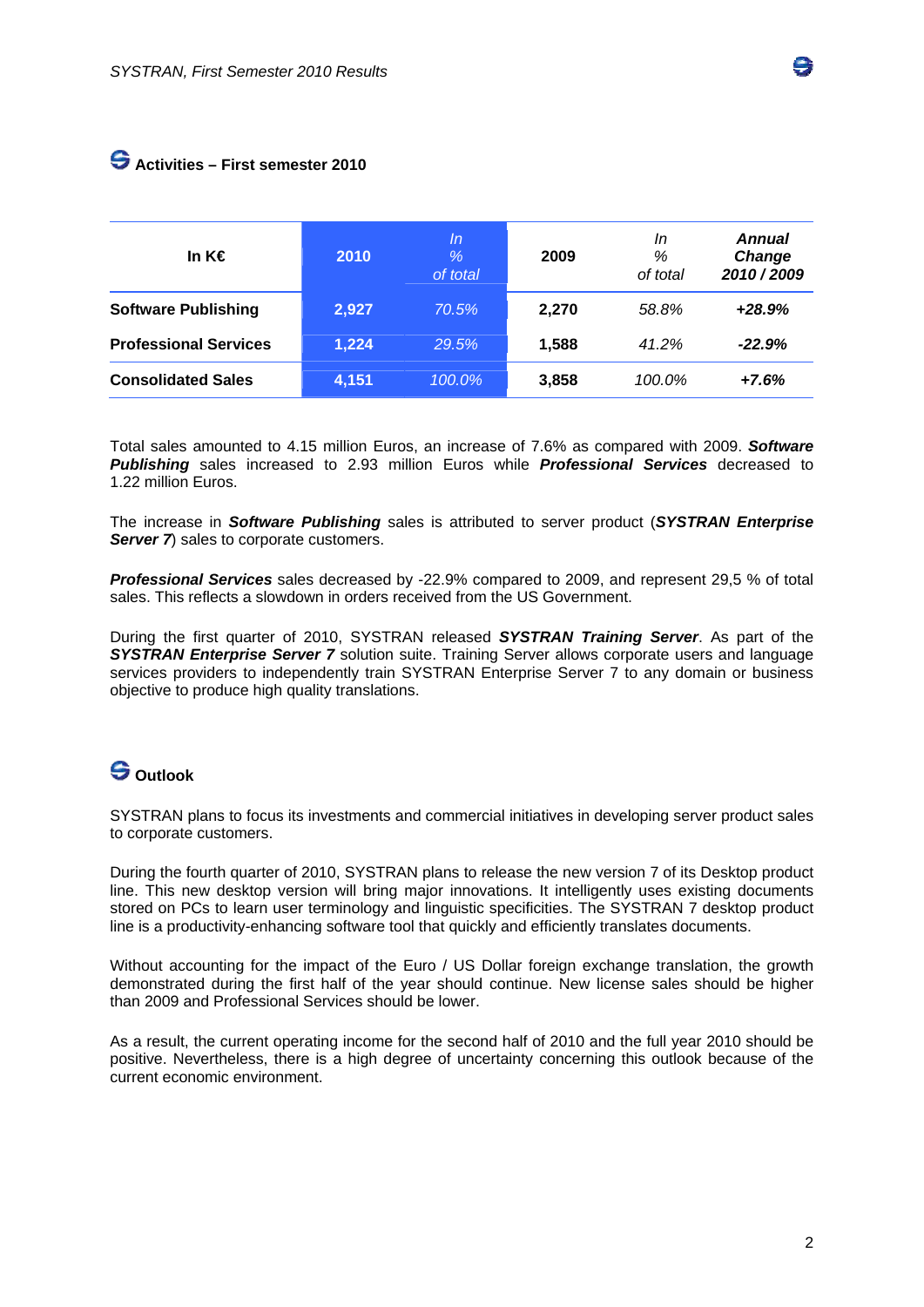## Activities – First semester 2010

| In K€ | 2010 | *In % of total* | 2009 | *In % of total* | ***Annual Change 2010 / 2009*** |
|---|---|---|---|---|---|
| **Software Publishing** | **2,927** | *70.5%* | **2,270** | *58.8%* | ***+28.9%*** |
| **Professional Services** | **1,224** | *29.5%* | **1,588** | *41.2%* | ***-22.9%*** |
| **Consolidated Sales** | **4,151** | *100.0%* | **3,858** | *100.0%* | ***+7.6%*** |

Total sales amounted to 4.15 million Euros, an increase of 7.6% as compared with 2009. ***Software Publishing*** sales increased to 2.93 million Euros while ***Professional Services*** decreased to 1.22 million Euros.

The increase in ***Software Publishing*** sales is attributed to server product (***SYSTRAN Enterprise Server 7***) sales to corporate customers.

***Professional Services*** sales decreased by -22.9% compared to 2009, and represent 29,5 % of total sales. This reflects a slowdown in orders received from the US Government.

During the first quarter of 2010, SYSTRAN released ***SYSTRAN Training Server***. As part of the ***SYSTRAN Enterprise Server 7*** solution suite. Training Server allows corporate users and language services providers to independently train SYSTRAN Enterprise Server 7 to any domain or business objective to produce high quality translations.

## Outlook

SYSTRAN plans to focus its investments and commercial initiatives in developing server product sales to corporate customers.

During the fourth quarter of 2010, SYSTRAN plans to release the new version 7 of its Desktop product line. This new desktop version will bring major innovations. It intelligently uses existing documents stored on PCs to learn user terminology and linguistic specificities. The SYSTRAN 7 desktop product line is a productivity-enhancing software tool that quickly and efficiently translates documents.

Without accounting for the impact of the Euro / US Dollar foreign exchange translation, the growth demonstrated during the first half of the year should continue. New license sales should be higher than 2009 and Professional Services should be lower.

As a result, the current operating income for the second half of 2010 and the full year 2010 should be positive. Nevertheless, there is a high degree of uncertainty concerning this outlook because of the current economic environment.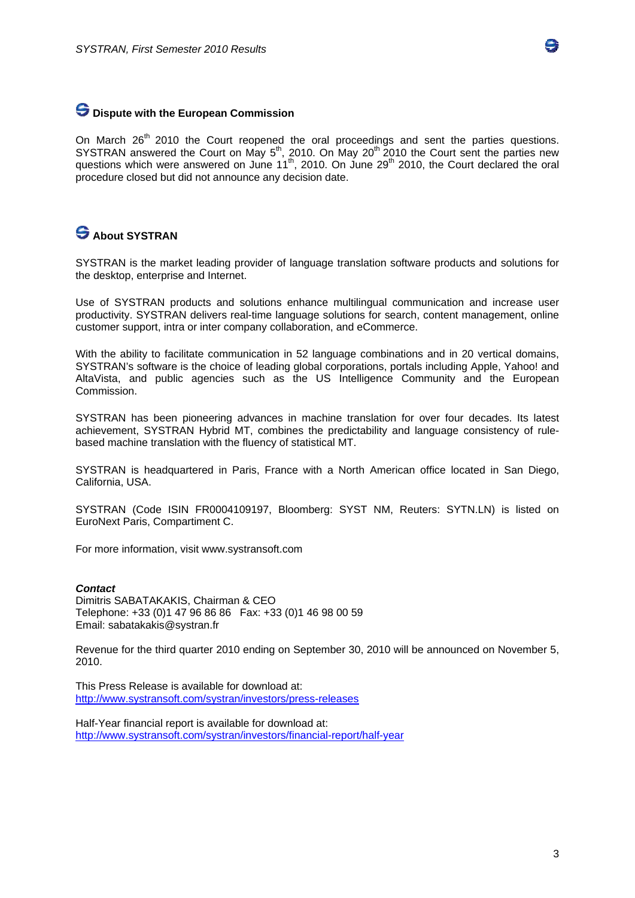## Dispute with the European Commission

On March 26th 2010 the Court reopened the oral proceedings and sent the parties questions. SYSTRAN answered the Court on May 5th, 2010. On May 20th 2010 the Court sent the parties new questions which were answered on June 11th, 2010. On June 29th 2010, the Court declared the oral procedure closed but did not announce any decision date.

## About SYSTRAN

SYSTRAN is the market leading provider of language translation software products and solutions for the desktop, enterprise and Internet.

Use of SYSTRAN products and solutions enhance multilingual communication and increase user productivity. SYSTRAN delivers real-time language solutions for search, content management, online customer support, intra or inter company collaboration, and eCommerce.

With the ability to facilitate communication in 52 language combinations and in 20 vertical domains, SYSTRAN's software is the choice of leading global corporations, portals including Apple, Yahoo! and AltaVista, and public agencies such as the US Intelligence Community and the European Commission.

SYSTRAN has been pioneering advances in machine translation for over four decades. Its latest achievement, SYSTRAN Hybrid MT, combines the predictability and language consistency of rule-based machine translation with the fluency of statistical MT.

SYSTRAN is headquartered in Paris, France with a North American office located in San Diego, California, USA.

SYSTRAN (Code ISIN FR0004109197, Bloomberg: SYST NM, Reuters: SYTN.LN) is listed on EuroNext Paris, Compartiment C.

For more information, visit www.systransoft.com

***Contact***
Dimitris SABATAKAKIS, Chairman & CEO
Telephone: +33 (0)1 47 96 86 86 Fax: +33 (0)1 46 98 00 59
Email: sabatakakis@systran.fr

Revenue for the third quarter 2010 ending on September 30, 2010 will be announced on November 5, 2010.

This Press Release is available for download at:
http://www.systransoft.com/systran/investors/press-releases

Half-Year financial report is available for download at:
http://www.systransoft.com/systran/investors/financial-report/half-year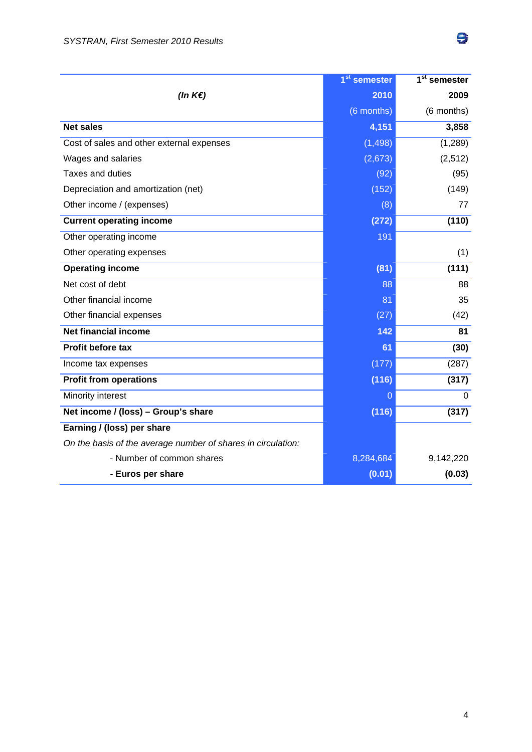| *(In K€)* | 1st semester 2010 (6 months) | 1st semester 2009 (6 months) |
|---|---|---|
| **Net sales** | **4,151** | **3,858** |
| Cost of sales and other external expenses | (1,498) | (1,289) |
| Wages and salaries | (2,673) | (2,512) |
| Taxes and duties | (92) | (95) |
| Depreciation and amortization (net) | (152) | (149) |
| Other income / (expenses) | (8) | 77 |
| **Current operating income** | **(272)** | **(110)** |
| Other operating income | 191 | |
| Other operating expenses | | (1) |
| **Operating income** | **(81)** | **(111)** |
| Net cost of debt | 88 | 88 |
| Other financial income | 81 | 35 |
| Other financial expenses | (27) | (42) |
| **Net financial income** | **142** | **81** |
| **Profit before tax** | **61** | **(30)** |
| Income tax expenses | (177) | (287) |
| **Profit from operations** | **(116)** | **(317)** |
| Minority interest | 0 | 0 |
| **Net income / (loss) – Group's share** | **(116)** | **(317)** |
| **Earning / (loss) per share** | | |
| *On the basis of the average number of shares in circulation:* | | |
| - Number of common shares | 8,284,684 | 9,142,220 |
| **- Euros per share** | **(0.01)** | **(0.03)** |